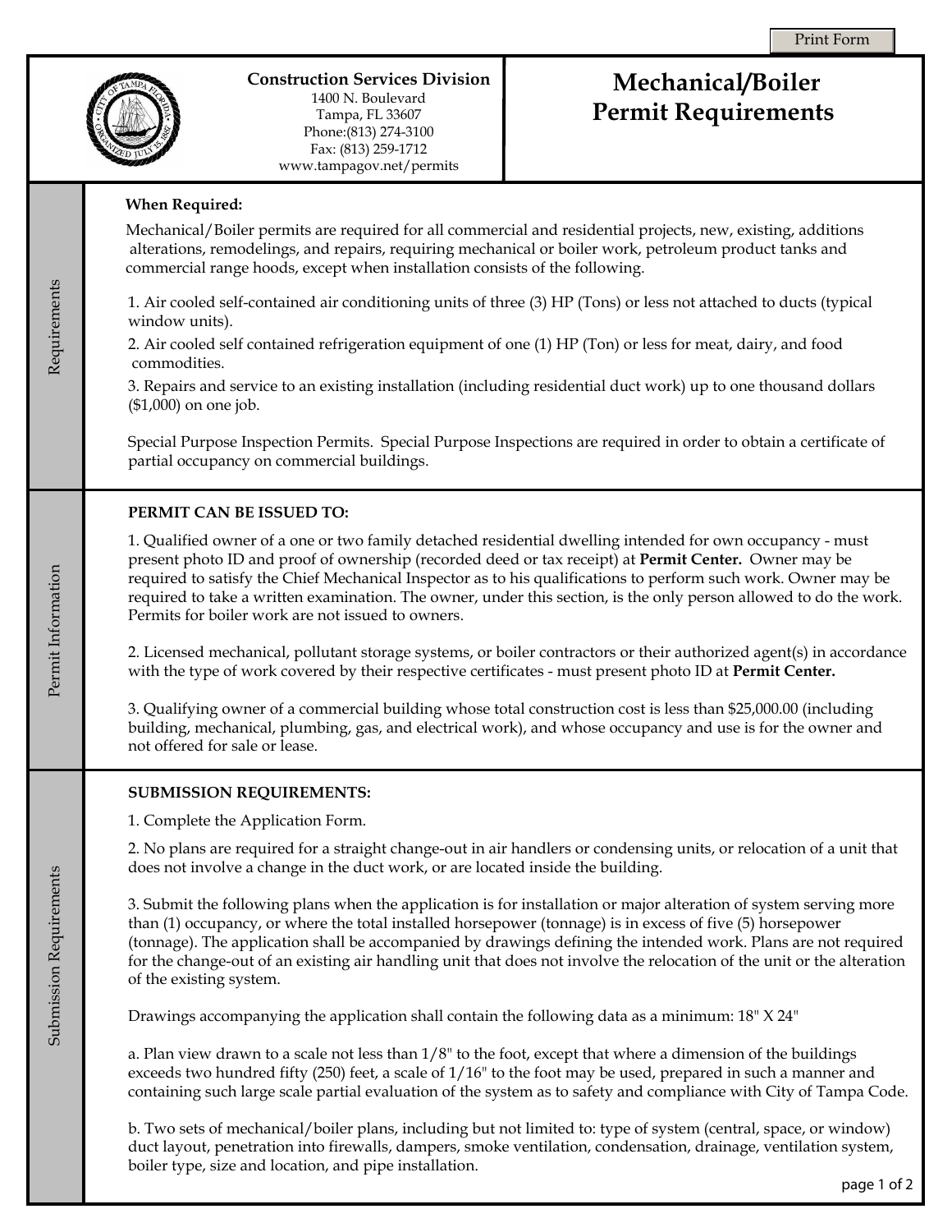**Construction Services Division**
1400 N. Boulevard
Tampa, FL 33607
Phone:(813) 274-3100
Fax: (813) 259-1712
www.tampagov.net/permits

# Mechanical/Boiler Permit Requirements

## Requirements

**When Required:**

Mechanical/Boiler permits are required for all commercial and residential projects, new, existing, additions alterations, remodelings, and repairs, requiring mechanical or boiler work, petroleum product tanks and commercial range hoods, except when installation consists of the following.

1. Air cooled self-contained air conditioning units of three (3) HP (Tons) or less not attached to ducts (typical window units).
2. Air cooled self contained refrigeration equipment of one (1) HP (Ton) or less for meat, dairy, and food commodities.
3. Repairs and service to an existing installation (including residential duct work) up to one thousand dollars ($1,000) on one job.

Special Purpose Inspection Permits. Special Purpose Inspections are required in order to obtain a certificate of partial occupancy on commercial buildings.

## Permit Information

**PERMIT CAN BE ISSUED TO:**

1. Qualified owner of a one or two family detached residential dwelling intended for own occupancy - must present photo ID and proof of ownership (recorded deed or tax receipt) at **Permit Center.** Owner may be required to satisfy the Chief Mechanical Inspector as to his qualifications to perform such work. Owner may be required to take a written examination. The owner, under this section, is the only person allowed to do the work. Permits for boiler work are not issued to owners.

2. Licensed mechanical, pollutant storage systems, or boiler contractors or their authorized agent(s) in accordance with the type of work covered by their respective certificates - must present photo ID at **Permit Center.**

3. Qualifying owner of a commercial building whose total construction cost is less than $25,000.00 (including building, mechanical, plumbing, gas, and electrical work), and whose occupancy and use is for the owner and not offered for sale or lease.

## Submission Requirements

**SUBMISSION REQUIREMENTS:**

1. Complete the Application Form.

2. No plans are required for a straight change-out in air handlers or condensing units, or relocation of a unit that does not involve a change in the duct work, or are located inside the building.

3. Submit the following plans when the application is for installation or major alteration of system serving more than (1) occupancy, or where the total installed horsepower (tonnage) is in excess of five (5) horsepower (tonnage). The application shall be accompanied by drawings defining the intended work. Plans are not required for the change-out of an existing air handling unit that does not involve the relocation of the unit or the alteration of the existing system.

Drawings accompanying the application shall contain the following data as a minimum: 18" X 24"

a. Plan view drawn to a scale not less than 1/8" to the foot, except that where a dimension of the buildings exceeds two hundred fifty (250) feet, a scale of 1/16" to the foot may be used, prepared in such a manner and containing such large scale partial evaluation of the system as to safety and compliance with City of Tampa Code.

b. Two sets of mechanical/boiler plans, including but not limited to: type of system (central, space, or window) duct layout, penetration into firewalls, dampers, smoke ventilation, condensation, drainage, ventilation system, boiler type, size and location, and pipe installation.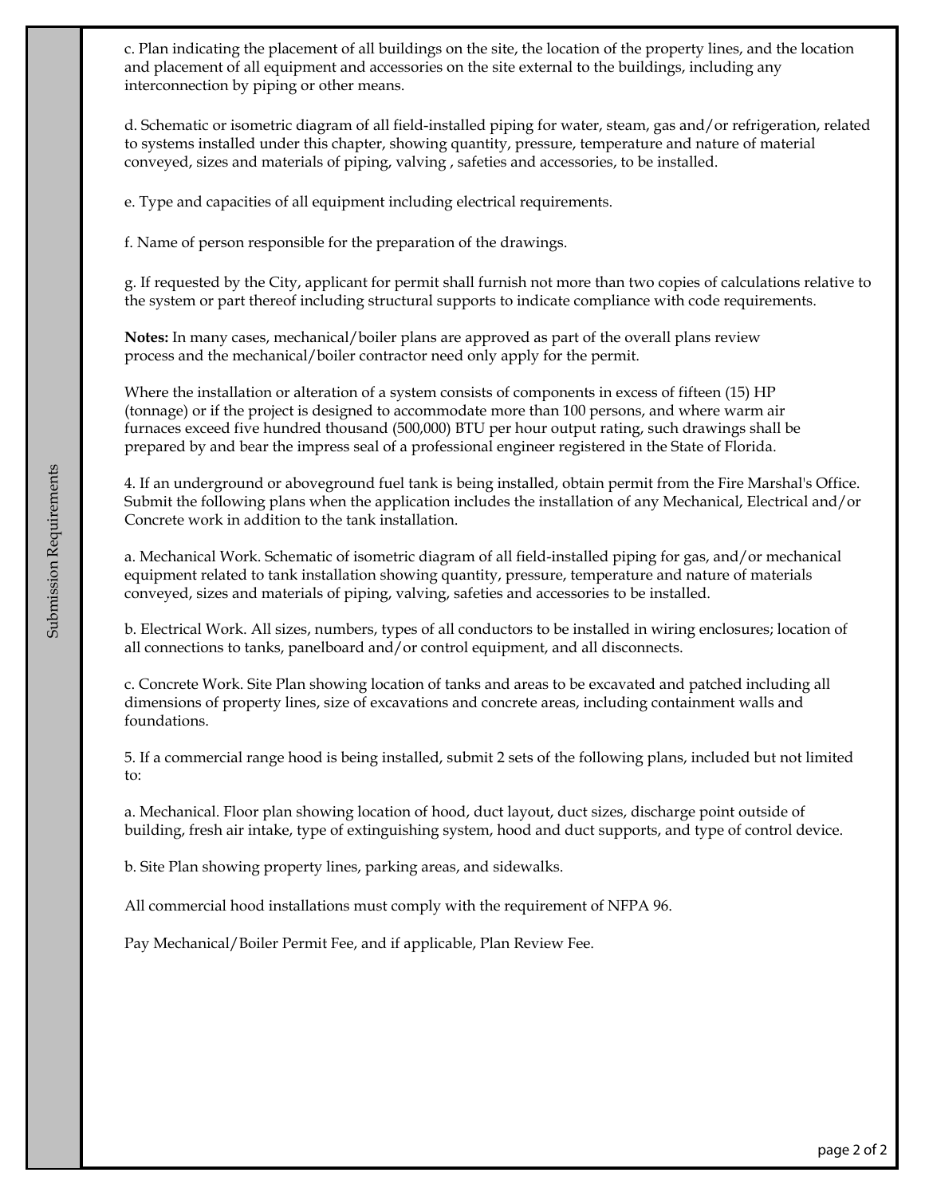Submission Requirements

c. Plan indicating the placement of all buildings on the site, the location of the property lines, and the location and placement of all equipment and accessories on the site external to the buildings, including any interconnection by piping or other means.

d. Schematic or isometric diagram of all field-installed piping for water, steam, gas and/or refrigeration, related to systems installed under this chapter, showing quantity, pressure, temperature and nature of material conveyed, sizes and materials of piping, valving , safeties and accessories, to be installed.

e. Type and capacities of all equipment including electrical requirements.

f. Name of person responsible for the preparation of the drawings.

g. If requested by the City, applicant for permit shall furnish not more than two copies of calculations relative to the system or part thereof including structural supports to indicate compliance with code requirements.

**Notes:** In many cases, mechanical/boiler plans are approved as part of the overall plans review process and the mechanical/boiler contractor need only apply for the permit.

Where the installation or alteration of a system consists of components in excess of fifteen (15) HP (tonnage) or if the project is designed to accommodate more than 100 persons, and where warm air furnaces exceed five hundred thousand (500,000) BTU per hour output rating, such drawings shall be prepared by and bear the impress seal of a professional engineer registered in the State of Florida.

4. If an underground or aboveground fuel tank is being installed, obtain permit from the Fire Marshal's Office. Submit the following plans when the application includes the installation of any Mechanical, Electrical and/or Concrete work in addition to the tank installation.

a. Mechanical Work. Schematic of isometric diagram of all field-installed piping for gas, and/or mechanical equipment related to tank installation showing quantity, pressure, temperature and nature of materials conveyed, sizes and materials of piping, valving, safeties and accessories to be installed.

b. Electrical Work. All sizes, numbers, types of all conductors to be installed in wiring enclosures; location of all connections to tanks, panelboard and/or control equipment, and all disconnects.

c. Concrete Work. Site Plan showing location of tanks and areas to be excavated and patched including all dimensions of property lines, size of excavations and concrete areas, including containment walls and foundations.

5. If a commercial range hood is being installed, submit 2 sets of the following plans, included but not limited to:

a. Mechanical. Floor plan showing location of hood, duct layout, duct sizes, discharge point outside of building, fresh air intake, type of extinguishing system, hood and duct supports, and type of control device.

b. Site Plan showing property lines, parking areas, and sidewalks.

All commercial hood installations must comply with the requirement of NFPA 96.

Pay Mechanical/Boiler Permit Fee, and if applicable, Plan Review Fee.